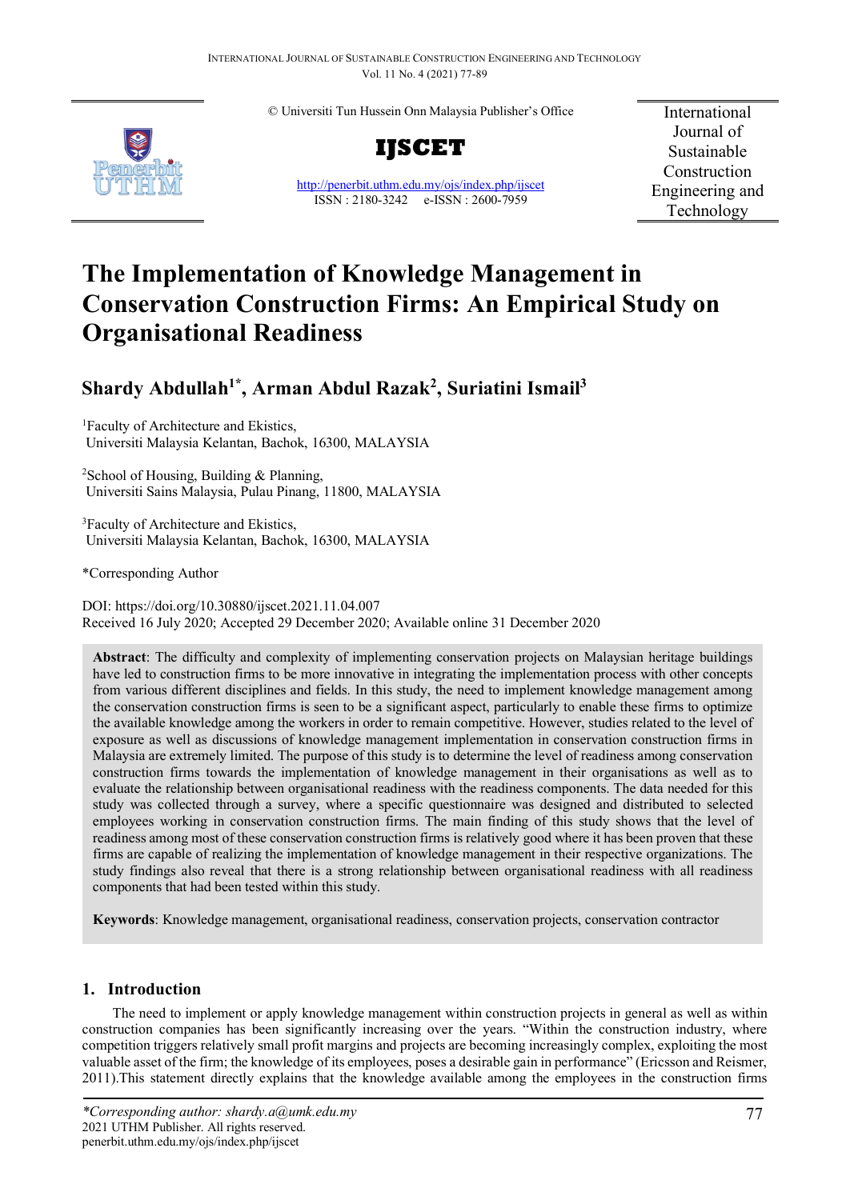© Universiti Tun Hussein Onn Malaysia Publisher's Office

**IJSCET**

http://penerbit.uthm.edu.my/ojs/index.php/ijscet
ISSN : 2180-3242 e-ISSN : 2600-7959

International Journal of Sustainable Construction Engineering and Technology

# The Implementation of Knowledge Management in Conservation Construction Firms: An Empirical Study on Organisational Readiness

**Shardy Abdullah[1*], Arman Abdul Razak[2], Suriatini Ismail[3]**

[1]Faculty of Architecture and Ekistics,
Universiti Malaysia Kelantan, Bachok, 16300, MALAYSIA

[2]School of Housing, Building & Planning,
Universiti Sains Malaysia, Pulau Pinang, 11800, MALAYSIA

[3]Faculty of Architecture and Ekistics,
Universiti Malaysia Kelantan, Bachok, 16300, MALAYSIA

*Corresponding Author

DOI: https://doi.org/10.30880/ijscet.2021.11.04.007
Received 16 July 2020; Accepted 29 December 2020; Available online 31 December 2020

**Abstract**: The difficulty and complexity of implementing conservation projects on Malaysian heritage buildings have led to construction firms to be more innovative in integrating the implementation process with other concepts from various different disciplines and fields. In this study, the need to implement knowledge management among the conservation construction firms is seen to be a significant aspect, particularly to enable these firms to optimize the available knowledge among the workers in order to remain competitive. However, studies related to the level of exposure as well as discussions of knowledge management implementation in conservation construction firms in Malaysia are extremely limited. The purpose of this study is to determine the level of readiness among conservation construction firms towards the implementation of knowledge management in their organisations as well as to evaluate the relationship between organisational readiness with the readiness components. The data needed for this study was collected through a survey, where a specific questionnaire was designed and distributed to selected employees working in conservation construction firms. The main finding of this study shows that the level of readiness among most of these conservation construction firms is relatively good where it has been proven that these firms are capable of realizing the implementation of knowledge management in their respective organizations. The study findings also reveal that there is a strong relationship between organisational readiness with all readiness components that had been tested within this study.

**Keywords**: Knowledge management, organisational readiness, conservation projects, conservation contractor

## 1. Introduction

The need to implement or apply knowledge management within construction projects in general as well as within construction companies has been significantly increasing over the years. "Within the construction industry, where competition triggers relatively small profit margins and projects are becoming increasingly complex, exploiting the most valuable asset of the firm; the knowledge of its employees, poses a desirable gain in performance" (Ericsson and Reismer, 2011).This statement directly explains that the knowledge available among the employees in the construction firms

*\*Corresponding author: shardy.a@umk.edu.my*
2021 UTHM Publisher. All rights reserved.
penerbit.uthm.edu.my/ojs/index.php/ijscet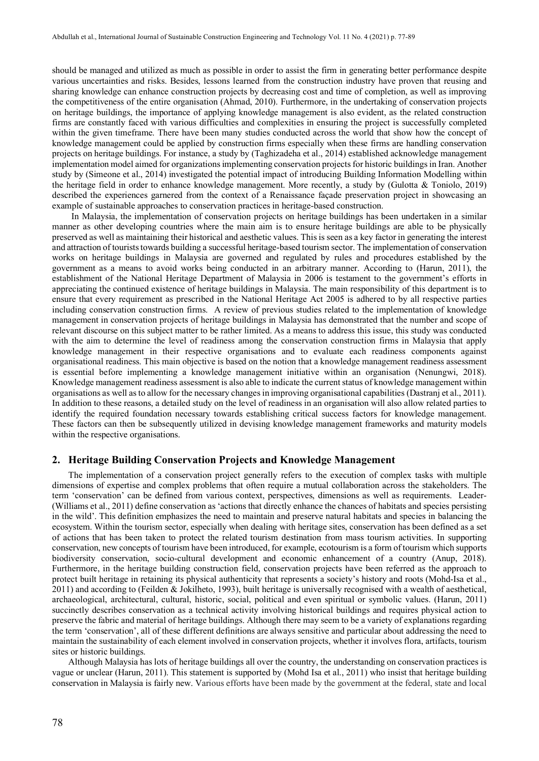should be managed and utilized as much as possible in order to assist the firm in generating better performance despite various uncertainties and risks. Besides, lessons learned from the construction industry have proven that reusing and sharing knowledge can enhance construction projects by decreasing cost and time of completion, as well as improving the competitiveness of the entire organisation (Ahmad, 2010). Furthermore, in the undertaking of conservation projects on heritage buildings, the importance of applying knowledge management is also evident, as the related construction firms are constantly faced with various difficulties and complexities in ensuring the project is successfully completed within the given timeframe. There have been many studies conducted across the world that show how the concept of knowledge management could be applied by construction firms especially when these firms are handling conservation projects on heritage buildings. For instance, a study by (Taghizadeha et al., 2014) established acknowledge management implementation model aimed for organizations implementing conservation projects for historic buildings in Iran. Another study by (Simeone et al., 2014) investigated the potential impact of introducing Building Information Modelling within the heritage field in order to enhance knowledge management. More recently, a study by (Gulotta & Toniolo, 2019) described the experiences garnered from the context of a Renaissance façade preservation project in showcasing an example of sustainable approaches to conservation practices in heritage-based construction.

In Malaysia, the implementation of conservation projects on heritage buildings has been undertaken in a similar manner as other developing countries where the main aim is to ensure heritage buildings are able to be physically preserved as well as maintaining their historical and aesthetic values. This is seen as a key factor in generating the interest and attraction of tourists towards building a successful heritage-based tourism sector. The implementation of conservation works on heritage buildings in Malaysia are governed and regulated by rules and procedures established by the government as a means to avoid works being conducted in an arbitrary manner. According to (Harun, 2011), the establishment of the National Heritage Department of Malaysia in 2006 is testament to the government's efforts in appreciating the continued existence of heritage buildings in Malaysia. The main responsibility of this department is to ensure that every requirement as prescribed in the National Heritage Act 2005 is adhered to by all respective parties including conservation construction firms. A review of previous studies related to the implementation of knowledge management in conservation projects of heritage buildings in Malaysia has demonstrated that the number and scope of relevant discourse on this subject matter to be rather limited. As a means to address this issue, this study was conducted with the aim to determine the level of readiness among the conservation construction firms in Malaysia that apply knowledge management in their respective organisations and to evaluate each readiness components against organisational readiness. This main objective is based on the notion that a knowledge management readiness assessment is essential before implementing a knowledge management initiative within an organisation (Nenungwi, 2018). Knowledge management readiness assessment is also able to indicate the current status of knowledge management within organisations as well as to allow for the necessary changes in improving organisational capabilities (Dastranj et al., 2011). In addition to these reasons, a detailed study on the level of readiness in an organisation will also allow related parties to identify the required foundation necessary towards establishing critical success factors for knowledge management. These factors can then be subsequently utilized in devising knowledge management frameworks and maturity models within the respective organisations.

## 2. Heritage Building Conservation Projects and Knowledge Management

The implementation of a conservation project generally refers to the execution of complex tasks with multiple dimensions of expertise and complex problems that often require a mutual collaboration across the stakeholders. The term 'conservation' can be defined from various context, perspectives, dimensions as well as requirements. Leader-(Williams et al., 2011) define conservation as 'actions that directly enhance the chances of habitats and species persisting in the wild'. This definition emphasizes the need to maintain and preserve natural habitats and species in balancing the ecosystem. Within the tourism sector, especially when dealing with heritage sites, conservation has been defined as a set of actions that has been taken to protect the related tourism destination from mass tourism activities. In supporting conservation, new concepts of tourism have been introduced, for example, ecotourism is a form of tourism which supports biodiversity conservation, socio-cultural development and economic enhancement of a country (Anup, 2018). Furthermore, in the heritage building construction field, conservation projects have been referred as the approach to protect built heritage in retaining its physical authenticity that represents a society's history and roots (Mohd-Isa et al., 2011) and according to (Feilden & Jokilheto, 1993), built heritage is universally recognised with a wealth of aesthetical, archaeological, architectural, cultural, historic, social, political and even spiritual or symbolic values. (Harun, 2011) succinctly describes conservation as a technical activity involving historical buildings and requires physical action to preserve the fabric and material of heritage buildings. Although there may seem to be a variety of explanations regarding the term 'conservation', all of these different definitions are always sensitive and particular about addressing the need to maintain the sustainability of each element involved in conservation projects, whether it involves flora, artifacts, tourism sites or historic buildings.

Although Malaysia has lots of heritage buildings all over the country, the understanding on conservation practices is vague or unclear (Harun, 2011). This statement is supported by (Mohd Isa et al., 2011) who insist that heritage building conservation in Malaysia is fairly new. Various efforts have been made by the government at the federal, state and local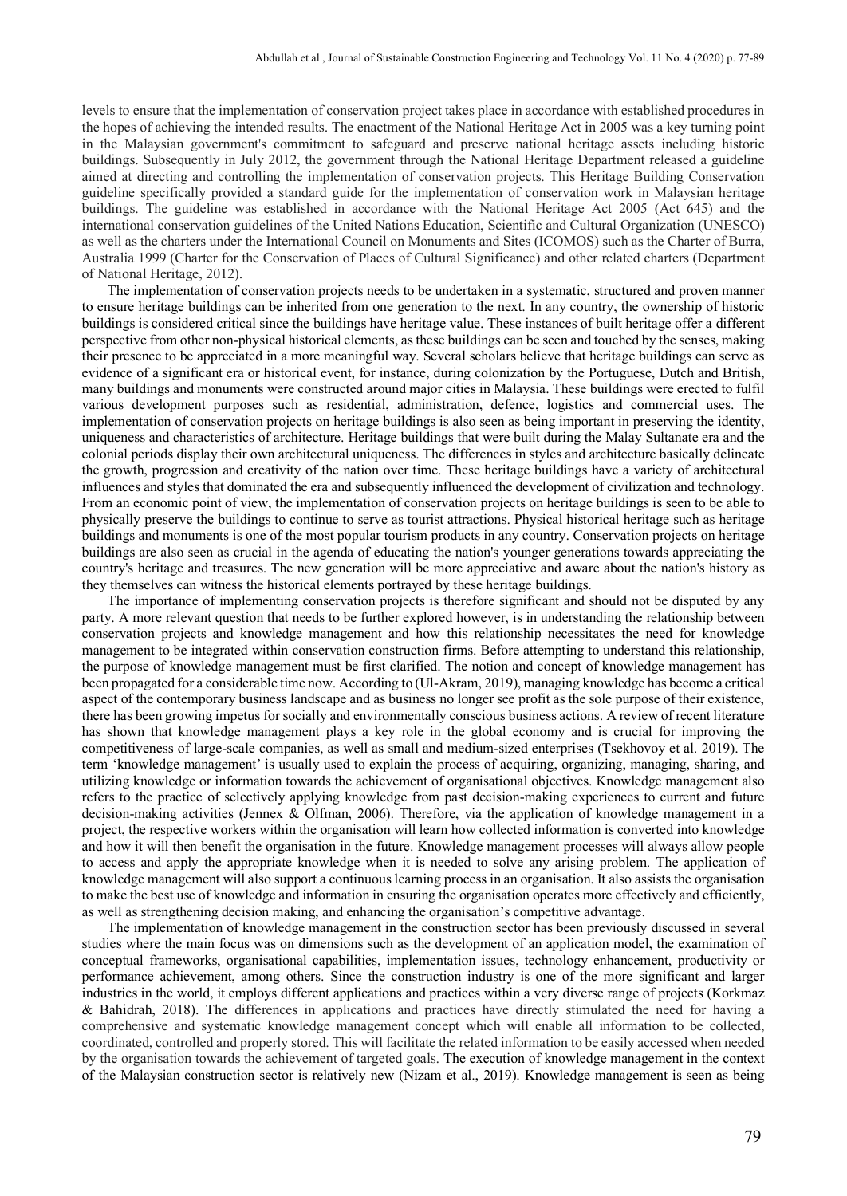levels to ensure that the implementation of conservation project takes place in accordance with established procedures in the hopes of achieving the intended results. The enactment of the National Heritage Act in 2005 was a key turning point in the Malaysian government's commitment to safeguard and preserve national heritage assets including historic buildings. Subsequently in July 2012, the government through the National Heritage Department released a guideline aimed at directing and controlling the implementation of conservation projects. This Heritage Building Conservation guideline specifically provided a standard guide for the implementation of conservation work in Malaysian heritage buildings. The guideline was established in accordance with the National Heritage Act 2005 (Act 645) and the international conservation guidelines of the United Nations Education, Scientific and Cultural Organization (UNESCO) as well as the charters under the International Council on Monuments and Sites (ICOMOS) such as the Charter of Burra, Australia 1999 (Charter for the Conservation of Places of Cultural Significance) and other related charters (Department of National Heritage, 2012).

The implementation of conservation projects needs to be undertaken in a systematic, structured and proven manner to ensure heritage buildings can be inherited from one generation to the next. In any country, the ownership of historic buildings is considered critical since the buildings have heritage value. These instances of built heritage offer a different perspective from other non-physical historical elements, as these buildings can be seen and touched by the senses, making their presence to be appreciated in a more meaningful way. Several scholars believe that heritage buildings can serve as evidence of a significant era or historical event, for instance, during colonization by the Portuguese, Dutch and British, many buildings and monuments were constructed around major cities in Malaysia. These buildings were erected to fulfil various development purposes such as residential, administration, defence, logistics and commercial uses. The implementation of conservation projects on heritage buildings is also seen as being important in preserving the identity, uniqueness and characteristics of architecture. Heritage buildings that were built during the Malay Sultanate era and the colonial periods display their own architectural uniqueness. The differences in styles and architecture basically delineate the growth, progression and creativity of the nation over time. These heritage buildings have a variety of architectural influences and styles that dominated the era and subsequently influenced the development of civilization and technology. From an economic point of view, the implementation of conservation projects on heritage buildings is seen to be able to physically preserve the buildings to continue to serve as tourist attractions. Physical historical heritage such as heritage buildings and monuments is one of the most popular tourism products in any country. Conservation projects on heritage buildings are also seen as crucial in the agenda of educating the nation's younger generations towards appreciating the country's heritage and treasures. The new generation will be more appreciative and aware about the nation's history as they themselves can witness the historical elements portrayed by these heritage buildings.

The importance of implementing conservation projects is therefore significant and should not be disputed by any party. A more relevant question that needs to be further explored however, is in understanding the relationship between conservation projects and knowledge management and how this relationship necessitates the need for knowledge management to be integrated within conservation construction firms. Before attempting to understand this relationship, the purpose of knowledge management must be first clarified. The notion and concept of knowledge management has been propagated for a considerable time now. According to (Ul-Akram, 2019), managing knowledge has become a critical aspect of the contemporary business landscape and as business no longer see profit as the sole purpose of their existence, there has been growing impetus for socially and environmentally conscious business actions. A review of recent literature has shown that knowledge management plays a key role in the global economy and is crucial for improving the competitiveness of large-scale companies, as well as small and medium-sized enterprises (Tsekhovoy et al. 2019). The term 'knowledge management' is usually used to explain the process of acquiring, organizing, managing, sharing, and utilizing knowledge or information towards the achievement of organisational objectives. Knowledge management also refers to the practice of selectively applying knowledge from past decision-making experiences to current and future decision-making activities (Jennex & Olfman, 2006). Therefore, via the application of knowledge management in a project, the respective workers within the organisation will learn how collected information is converted into knowledge and how it will then benefit the organisation in the future. Knowledge management processes will always allow people to access and apply the appropriate knowledge when it is needed to solve any arising problem. The application of knowledge management will also support a continuous learning process in an organisation. It also assists the organisation to make the best use of knowledge and information in ensuring the organisation operates more effectively and efficiently, as well as strengthening decision making, and enhancing the organisation's competitive advantage.

The implementation of knowledge management in the construction sector has been previously discussed in several studies where the main focus was on dimensions such as the development of an application model, the examination of conceptual frameworks, organisational capabilities, implementation issues, technology enhancement, productivity or performance achievement, among others. Since the construction industry is one of the more significant and larger industries in the world, it employs different applications and practices within a very diverse range of projects (Korkmaz & Bahidrah, 2018). The differences in applications and practices have directly stimulated the need for having a comprehensive and systematic knowledge management concept which will enable all information to be collected, coordinated, controlled and properly stored. This will facilitate the related information to be easily accessed when needed by the organisation towards the achievement of targeted goals. The execution of knowledge management in the context of the Malaysian construction sector is relatively new (Nizam et al., 2019). Knowledge management is seen as being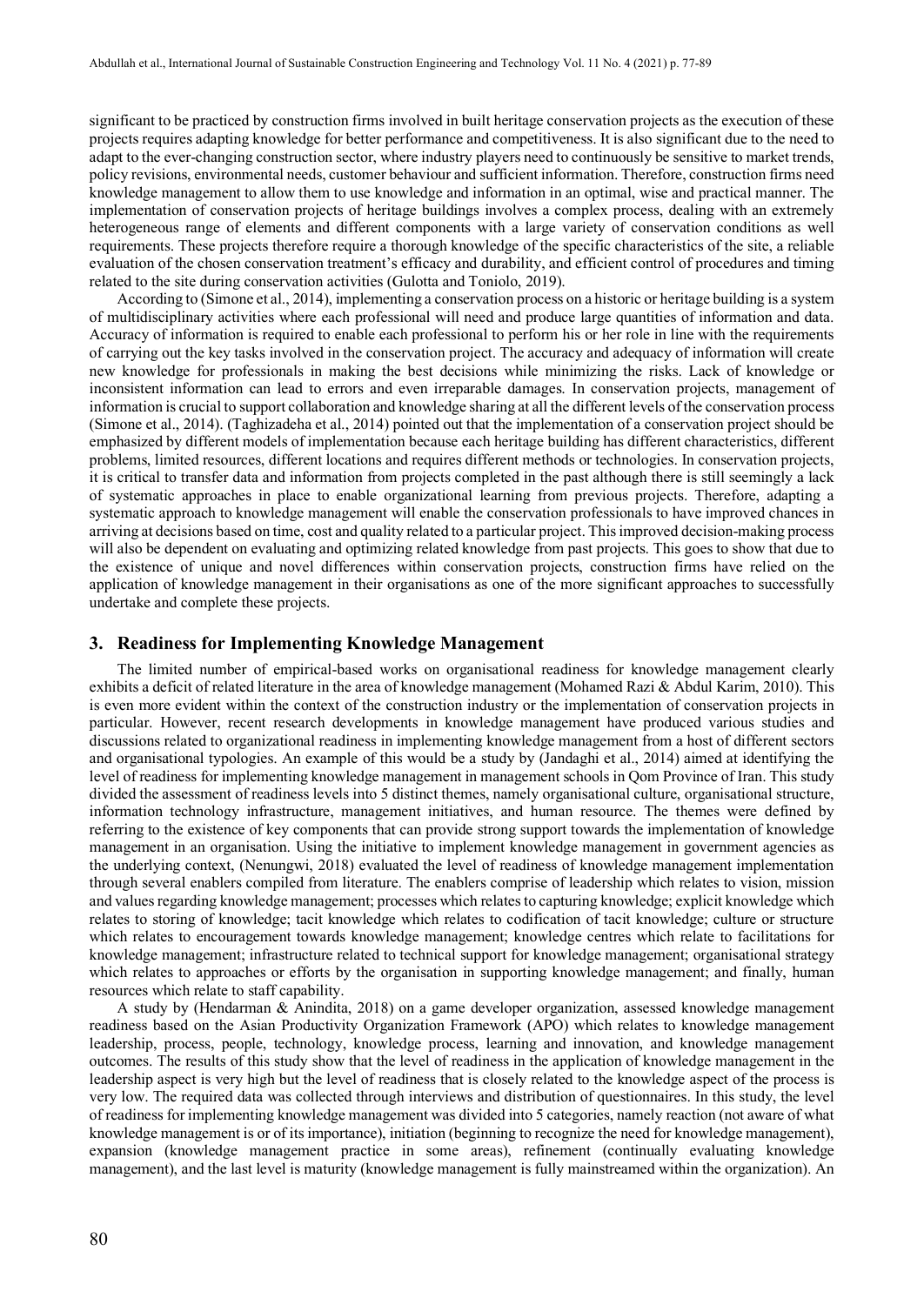significant to be practiced by construction firms involved in built heritage conservation projects as the execution of these projects requires adapting knowledge for better performance and competitiveness. It is also significant due to the need to adapt to the ever-changing construction sector, where industry players need to continuously be sensitive to market trends, policy revisions, environmental needs, customer behaviour and sufficient information. Therefore, construction firms need knowledge management to allow them to use knowledge and information in an optimal, wise and practical manner. The implementation of conservation projects of heritage buildings involves a complex process, dealing with an extremely heterogeneous range of elements and different components with a large variety of conservation conditions as well requirements. These projects therefore require a thorough knowledge of the specific characteristics of the site, a reliable evaluation of the chosen conservation treatment's efficacy and durability, and efficient control of procedures and timing related to the site during conservation activities (Gulotta and Toniolo, 2019).

According to (Simone et al., 2014), implementing a conservation process on a historic or heritage building is a system of multidisciplinary activities where each professional will need and produce large quantities of information and data. Accuracy of information is required to enable each professional to perform his or her role in line with the requirements of carrying out the key tasks involved in the conservation project. The accuracy and adequacy of information will create new knowledge for professionals in making the best decisions while minimizing the risks. Lack of knowledge or inconsistent information can lead to errors and even irreparable damages. In conservation projects, management of information is crucial to support collaboration and knowledge sharing at all the different levels of the conservation process (Simone et al., 2014). (Taghizadeha et al., 2014) pointed out that the implementation of a conservation project should be emphasized by different models of implementation because each heritage building has different characteristics, different problems, limited resources, different locations and requires different methods or technologies. In conservation projects, it is critical to transfer data and information from projects completed in the past although there is still seemingly a lack of systematic approaches in place to enable organizational learning from previous projects. Therefore, adapting a systematic approach to knowledge management will enable the conservation professionals to have improved chances in arriving at decisions based on time, cost and quality related to a particular project. This improved decision-making process will also be dependent on evaluating and optimizing related knowledge from past projects. This goes to show that due to the existence of unique and novel differences within conservation projects, construction firms have relied on the application of knowledge management in their organisations as one of the more significant approaches to successfully undertake and complete these projects.

## 3. Readiness for Implementing Knowledge Management

The limited number of empirical-based works on organisational readiness for knowledge management clearly exhibits a deficit of related literature in the area of knowledge management (Mohamed Razi & Abdul Karim, 2010). This is even more evident within the context of the construction industry or the implementation of conservation projects in particular. However, recent research developments in knowledge management have produced various studies and discussions related to organizational readiness in implementing knowledge management from a host of different sectors and organisational typologies. An example of this would be a study by (Jandaghi et al., 2014) aimed at identifying the level of readiness for implementing knowledge management in management schools in Qom Province of Iran. This study divided the assessment of readiness levels into 5 distinct themes, namely organisational culture, organisational structure, information technology infrastructure, management initiatives, and human resource. The themes were defined by referring to the existence of key components that can provide strong support towards the implementation of knowledge management in an organisation. Using the initiative to implement knowledge management in government agencies as the underlying context, (Nenungwi, 2018) evaluated the level of readiness of knowledge management implementation through several enablers compiled from literature. The enablers comprise of leadership which relates to vision, mission and values regarding knowledge management; processes which relates to capturing knowledge; explicit knowledge which relates to storing of knowledge; tacit knowledge which relates to codification of tacit knowledge; culture or structure which relates to encouragement towards knowledge management; knowledge centres which relate to facilitations for knowledge management; infrastructure related to technical support for knowledge management; organisational strategy which relates to approaches or efforts by the organisation in supporting knowledge management; and finally, human resources which relate to staff capability.

A study by (Hendarman & Anindita, 2018) on a game developer organization, assessed knowledge management readiness based on the Asian Productivity Organization Framework (APO) which relates to knowledge management leadership, process, people, technology, knowledge process, learning and innovation, and knowledge management outcomes. The results of this study show that the level of readiness in the application of knowledge management in the leadership aspect is very high but the level of readiness that is closely related to the knowledge aspect of the process is very low. The required data was collected through interviews and distribution of questionnaires. In this study, the level of readiness for implementing knowledge management was divided into 5 categories, namely reaction (not aware of what knowledge management is or of its importance), initiation (beginning to recognize the need for knowledge management), expansion (knowledge management practice in some areas), refinement (continually evaluating knowledge management), and the last level is maturity (knowledge management is fully mainstreamed within the organization). An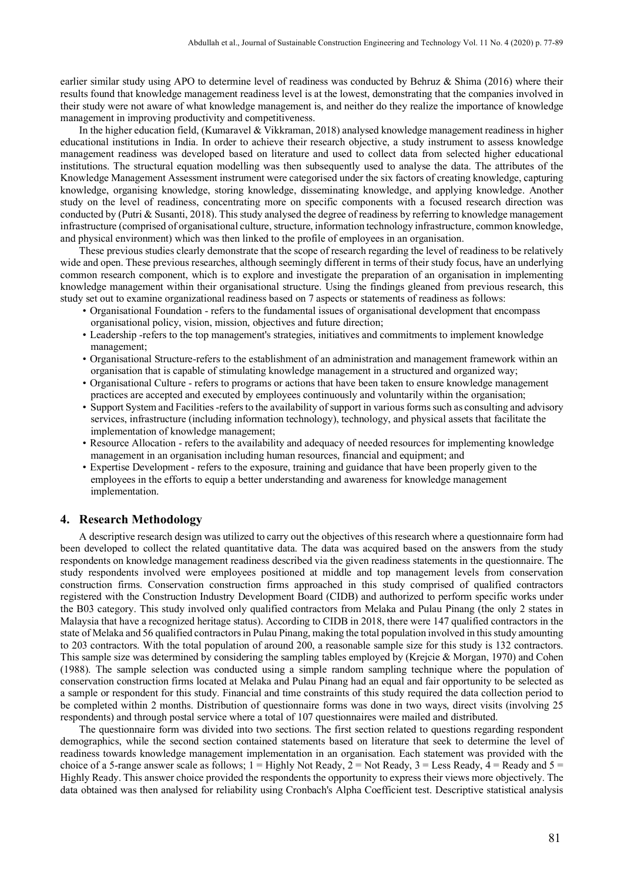earlier similar study using APO to determine level of readiness was conducted by Behruz & Shima (2016) where their results found that knowledge management readiness level is at the lowest, demonstrating that the companies involved in their study were not aware of what knowledge management is, and neither do they realize the importance of knowledge management in improving productivity and competitiveness.

In the higher education field, (Kumaravel & Vikkraman, 2018) analysed knowledge management readiness in higher educational institutions in India. In order to achieve their research objective, a study instrument to assess knowledge management readiness was developed based on literature and used to collect data from selected higher educational institutions. The structural equation modelling was then subsequently used to analyse the data. The attributes of the Knowledge Management Assessment instrument were categorised under the six factors of creating knowledge, capturing knowledge, organising knowledge, storing knowledge, disseminating knowledge, and applying knowledge. Another study on the level of readiness, concentrating more on specific components with a focused research direction was conducted by (Putri & Susanti, 2018). This study analysed the degree of readiness by referring to knowledge management infrastructure (comprised of organisational culture, structure, information technology infrastructure, common knowledge, and physical environment) which was then linked to the profile of employees in an organisation.

These previous studies clearly demonstrate that the scope of research regarding the level of readiness to be relatively wide and open. These previous researches, although seemingly different in terms of their study focus, have an underlying common research component, which is to explore and investigate the preparation of an organisation in implementing knowledge management within their organisational structure. Using the findings gleaned from previous research, this study set out to examine organizational readiness based on 7 aspects or statements of readiness as follows:

- Organisational Foundation - refers to the fundamental issues of organisational development that encompass organisational policy, vision, mission, objectives and future direction;
- Leadership -refers to the top management's strategies, initiatives and commitments to implement knowledge management;
- Organisational Structure-refers to the establishment of an administration and management framework within an organisation that is capable of stimulating knowledge management in a structured and organized way;
- Organisational Culture - refers to programs or actions that have been taken to ensure knowledge management practices are accepted and executed by employees continuously and voluntarily within the organisation;
- Support System and Facilities -refers to the availability of support in various forms such as consulting and advisory services, infrastructure (including information technology), technology, and physical assets that facilitate the implementation of knowledge management;
- Resource Allocation - refers to the availability and adequacy of needed resources for implementing knowledge management in an organisation including human resources, financial and equipment; and
- Expertise Development - refers to the exposure, training and guidance that have been properly given to the employees in the efforts to equip a better understanding and awareness for knowledge management implementation.

## 4. Research Methodology

A descriptive research design was utilized to carry out the objectives of this research where a questionnaire form had been developed to collect the related quantitative data. The data was acquired based on the answers from the study respondents on knowledge management readiness described via the given readiness statements in the questionnaire. The study respondents involved were employees positioned at middle and top management levels from conservation construction firms. Conservation construction firms approached in this study comprised of qualified contractors registered with the Construction Industry Development Board (CIDB) and authorized to perform specific works under the B03 category. This study involved only qualified contractors from Melaka and Pulau Pinang (the only 2 states in Malaysia that have a recognized heritage status). According to CIDB in 2018, there were 147 qualified contractors in the state of Melaka and 56 qualified contractors in Pulau Pinang, making the total population involved in this study amounting to 203 contractors. With the total population of around 200, a reasonable sample size for this study is 132 contractors. This sample size was determined by considering the sampling tables employed by (Krejcie & Morgan, 1970) and Cohen (1988). The sample selection was conducted using a simple random sampling technique where the population of conservation construction firms located at Melaka and Pulau Pinang had an equal and fair opportunity to be selected as a sample or respondent for this study. Financial and time constraints of this study required the data collection period to be completed within 2 months. Distribution of questionnaire forms was done in two ways, direct visits (involving 25 respondents) and through postal service where a total of 107 questionnaires were mailed and distributed.

The questionnaire form was divided into two sections. The first section related to questions regarding respondent demographics, while the second section contained statements based on literature that seek to determine the level of readiness towards knowledge management implementation in an organisation. Each statement was provided with the choice of a 5-range answer scale as follows; 1 = Highly Not Ready, 2 = Not Ready, 3 = Less Ready, 4 = Ready and 5 = Highly Ready. This answer choice provided the respondents the opportunity to express their views more objectively. The data obtained was then analysed for reliability using Cronbach's Alpha Coefficient test. Descriptive statistical analysis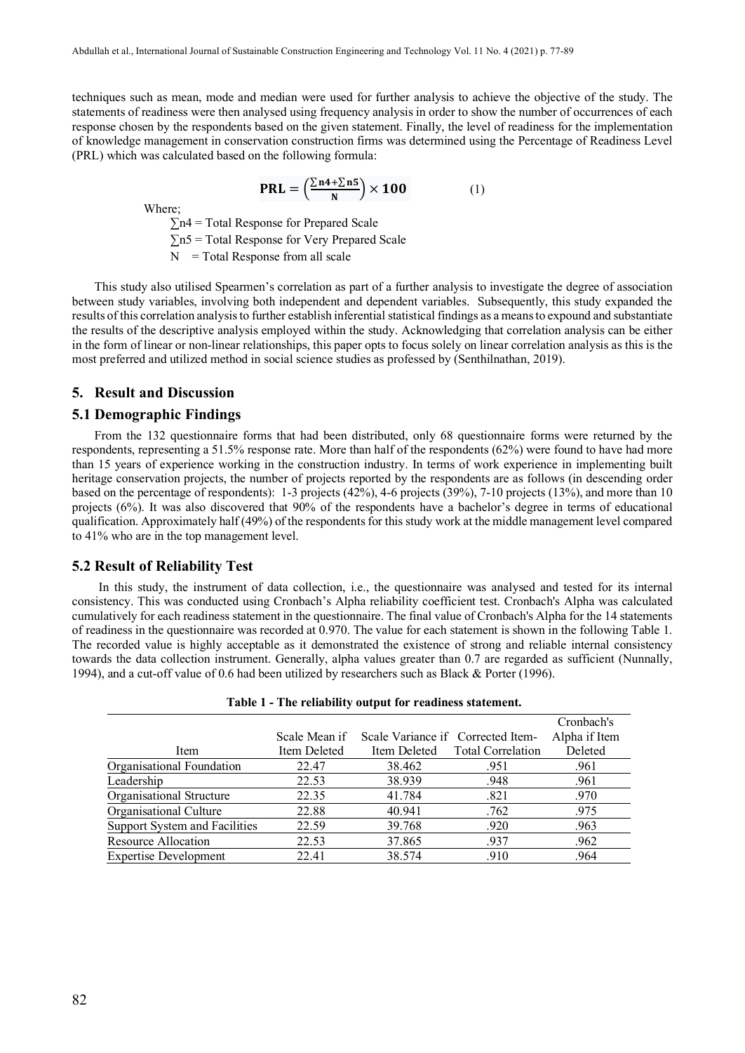techniques such as mean, mode and median were used for further analysis to achieve the objective of the study. The statements of readiness were then analysed using frequency analysis in order to show the number of occurrences of each response chosen by the respondents based on the given statement. Finally, the level of readiness for the implementation of knowledge management in conservation construction firms was determined using the Percentage of Readiness Level (PRL) which was calculated based on the following formula:

$$\mathbf{PRL} = \left(\frac{\sum \mathbf{n4} + \sum \mathbf{n5}}{\mathbf{N}}\right) \times \mathbf{100} \qquad (1)$$

Where;

$\sum n4$ = Total Response for Prepared Scale

$\sum n5$ = Total Response for Very Prepared Scale

N = Total Response from all scale

This study also utilised Spearmen's correlation as part of a further analysis to investigate the degree of association between study variables, involving both independent and dependent variables. Subsequently, this study expanded the results of this correlation analysis to further establish inferential statistical findings as a means to expound and substantiate the results of the descriptive analysis employed within the study. Acknowledging that correlation analysis can be either in the form of linear or non-linear relationships, this paper opts to focus solely on linear correlation analysis as this is the most preferred and utilized method in social science studies as professed by (Senthilnathan, 2019).

## 5. Result and Discussion

### 5.1 Demographic Findings

From the 132 questionnaire forms that had been distributed, only 68 questionnaire forms were returned by the respondents, representing a 51.5% response rate. More than half of the respondents (62%) were found to have had more than 15 years of experience working in the construction industry. In terms of work experience in implementing built heritage conservation projects, the number of projects reported by the respondents are as follows (in descending order based on the percentage of respondents): 1-3 projects (42%), 4-6 projects (39%), 7-10 projects (13%), and more than 10 projects (6%). It was also discovered that 90% of the respondents have a bachelor's degree in terms of educational qualification. Approximately half (49%) of the respondents for this study work at the middle management level compared to 41% who are in the top management level.

### 5.2 Result of Reliability Test

In this study, the instrument of data collection, i.e., the questionnaire was analysed and tested for its internal consistency. This was conducted using Cronbach's Alpha reliability coefficient test. Cronbach's Alpha was calculated cumulatively for each readiness statement in the questionnaire. The final value of Cronbach's Alpha for the 14 statements of readiness in the questionnaire was recorded at 0.970. The value for each statement is shown in the following Table 1. The recorded value is highly acceptable as it demonstrated the existence of strong and reliable internal consistency towards the data collection instrument. Generally, alpha values greater than 0.7 are regarded as sufficient (Nunnally, 1994), and a cut-off value of 0.6 had been utilized by researchers such as Black & Porter (1996).

**Table 1 - The reliability output for readiness statement.**

| Item | Scale Mean if Item Deleted | Scale Variance if Item Deleted | Corrected Item-Total Correlation | Cronbach's Alpha if Item Deleted |
|---|---|---|---|---|
| Organisational Foundation | 22.47 | 38.462 | .951 | .961 |
| Leadership | 22.53 | 38.939 | .948 | .961 |
| Organisational Structure | 22.35 | 41.784 | .821 | .970 |
| Organisational Culture | 22.88 | 40.941 | .762 | .975 |
| Support System and Facilities | 22.59 | 39.768 | .920 | .963 |
| Resource Allocation | 22.53 | 37.865 | .937 | .962 |
| Expertise Development | 22.41 | 38.574 | .910 | .964 |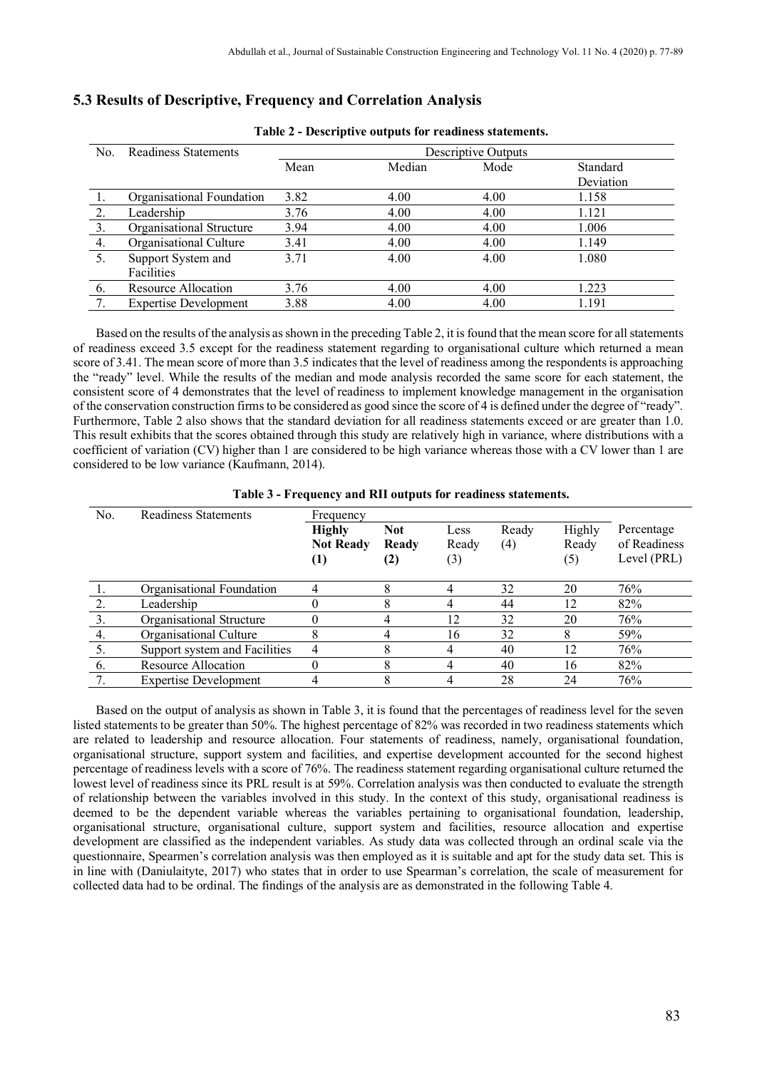## 5.3 Results of Descriptive, Frequency and Correlation Analysis

**Table 2 - Descriptive outputs for readiness statements.**

| No. | Readiness Statements | Descriptive Outputs | | | |
|---|---|---|---|---|---|
| | | Mean | Median | Mode | Standard Deviation |
| 1. | Organisational Foundation | 3.82 | 4.00 | 4.00 | 1.158 |
| 2. | Leadership | 3.76 | 4.00 | 4.00 | 1.121 |
| 3. | Organisational Structure | 3.94 | 4.00 | 4.00 | 1.006 |
| 4. | Organisational Culture | 3.41 | 4.00 | 4.00 | 1.149 |
| 5. | Support System and Facilities | 3.71 | 4.00 | 4.00 | 1.080 |
| 6. | Resource Allocation | 3.76 | 4.00 | 4.00 | 1.223 |
| 7. | Expertise Development | 3.88 | 4.00 | 4.00 | 1.191 |

Based on the results of the analysis as shown in the preceding Table 2, it is found that the mean score for all statements of readiness exceed 3.5 except for the readiness statement regarding to organisational culture which returned a mean score of 3.41. The mean score of more than 3.5 indicates that the level of readiness among the respondents is approaching the "ready" level. While the results of the median and mode analysis recorded the same score for each statement, the consistent score of 4 demonstrates that the level of readiness to implement knowledge management in the organisation of the conservation construction firms to be considered as good since the score of 4 is defined under the degree of "ready". Furthermore, Table 2 also shows that the standard deviation for all readiness statements exceed or are greater than 1.0. This result exhibits that the scores obtained through this study are relatively high in variance, where distributions with a coefficient of variation (CV) higher than 1 are considered to be high variance whereas those with a CV lower than 1 are considered to be low variance (Kaufmann, 2014).

**Table 3 - Frequency and RII outputs for readiness statements.**

| No. | Readiness Statements | Frequency | | | | | |
|---|---|---|---|---|---|---|---|
| | | **Highly Not Ready (1)** | **Not Ready (2)** | Less Ready (3) | Ready (4) | Highly Ready (5) | Percentage of Readiness Level (PRL) |
| 1. | Organisational Foundation | 4 | 8 | 4 | 32 | 20 | 76% |
| 2. | Leadership | 0 | 8 | 4 | 44 | 12 | 82% |
| 3. | Organisational Structure | 0 | 4 | 12 | 32 | 20 | 76% |
| 4. | Organisational Culture | 8 | 4 | 16 | 32 | 8 | 59% |
| 5. | Support system and Facilities | 4 | 8 | 4 | 40 | 12 | 76% |
| 6. | Resource Allocation | 0 | 8 | 4 | 40 | 16 | 82% |
| 7. | Expertise Development | 4 | 8 | 4 | 28 | 24 | 76% |

Based on the output of analysis as shown in Table 3, it is found that the percentages of readiness level for the seven listed statements to be greater than 50%. The highest percentage of 82% was recorded in two readiness statements which are related to leadership and resource allocation. Four statements of readiness, namely, organisational foundation, organisational structure, support system and facilities, and expertise development accounted for the second highest percentage of readiness levels with a score of 76%. The readiness statement regarding organisational culture returned the lowest level of readiness since its PRL result is at 59%. Correlation analysis was then conducted to evaluate the strength of relationship between the variables involved in this study. In the context of this study, organisational readiness is deemed to be the dependent variable whereas the variables pertaining to organisational foundation, leadership, organisational structure, organisational culture, support system and facilities, resource allocation and expertise development are classified as the independent variables. As study data was collected through an ordinal scale via the questionnaire, Spearmen's correlation analysis was then employed as it is suitable and apt for the study data set. This is in line with (Daniulaityte, 2017) who states that in order to use Spearman's correlation, the scale of measurement for collected data had to be ordinal. The findings of the analysis are as demonstrated in the following Table 4.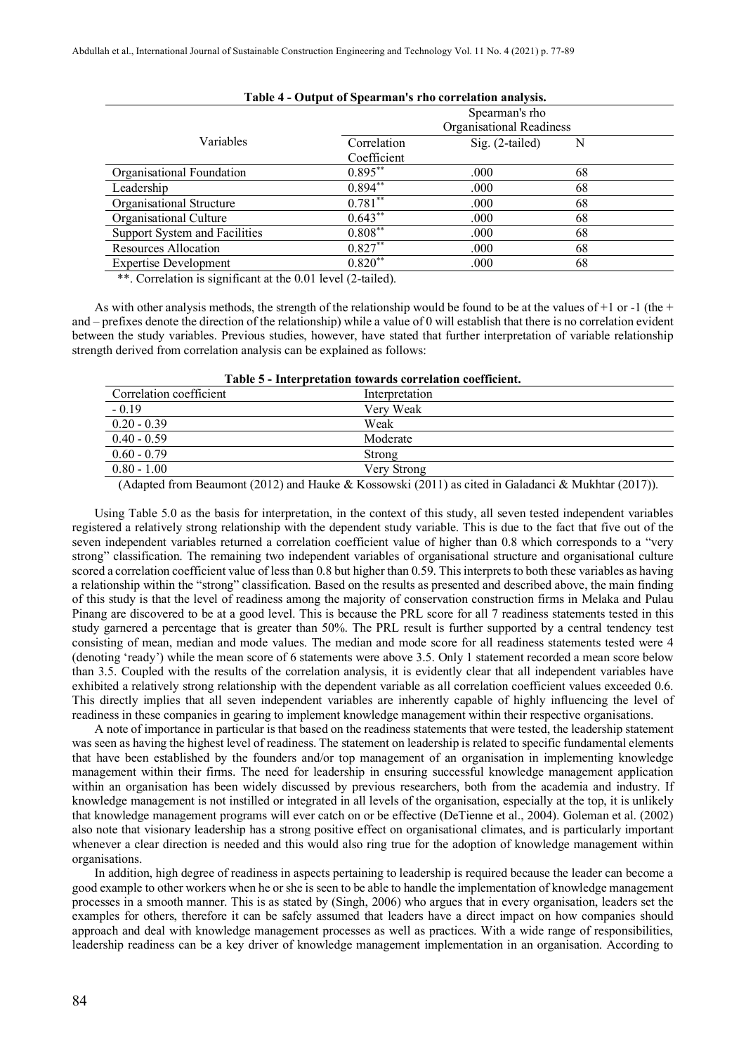**Table 4 - Output of Spearman's rho correlation analysis.**

| Variables | Spearman's rho Organisational Readiness | | |
|---|---|---|---|
| | Correlation Coefficient | Sig. (2-tailed) | N |
| Organisational Foundation | 0.895** | .000 | 68 |
| Leadership | 0.894** | .000 | 68 |
| Organisational Structure | 0.781** | .000 | 68 |
| Organisational Culture | 0.643** | .000 | 68 |
| Support System and Facilities | 0.808** | .000 | 68 |
| Resources Allocation | 0.827** | .000 | 68 |
| Expertise Development | 0.820** | .000 | 68 |

**. Correlation is significant at the 0.01 level (2-tailed).

As with other analysis methods, the strength of the relationship would be found to be at the values of +1 or -1 (the + and – prefixes denote the direction of the relationship) while a value of 0 will establish that there is no correlation evident between the study variables. Previous studies, however, have stated that further interpretation of variable relationship strength derived from correlation analysis can be explained as follows:

**Table 5 - Interpretation towards correlation coefficient.**

| Correlation coefficient | Interpretation |
|---|---|
| - 0.19 | Very Weak |
| 0.20 - 0.39 | Weak |
| 0.40 - 0.59 | Moderate |
| 0.60 - 0.79 | Strong |
| 0.80 - 1.00 | Very Strong |

(Adapted from Beaumont (2012) and Hauke & Kossowski (2011) as cited in Galadanci & Mukhtar (2017)).

Using Table 5.0 as the basis for interpretation, in the context of this study, all seven tested independent variables registered a relatively strong relationship with the dependent study variable. This is due to the fact that five out of the seven independent variables returned a correlation coefficient value of higher than 0.8 which corresponds to a "very strong" classification. The remaining two independent variables of organisational structure and organisational culture scored a correlation coefficient value of less than 0.8 but higher than 0.59. This interprets to both these variables as having a relationship within the "strong" classification. Based on the results as presented and described above, the main finding of this study is that the level of readiness among the majority of conservation construction firms in Melaka and Pulau Pinang are discovered to be at a good level. This is because the PRL score for all 7 readiness statements tested in this study garnered a percentage that is greater than 50%. The PRL result is further supported by a central tendency test consisting of mean, median and mode values. The median and mode score for all readiness statements tested were 4 (denoting 'ready') while the mean score of 6 statements were above 3.5. Only 1 statement recorded a mean score below than 3.5. Coupled with the results of the correlation analysis, it is evidently clear that all independent variables have exhibited a relatively strong relationship with the dependent variable as all correlation coefficient values exceeded 0.6. This directly implies that all seven independent variables are inherently capable of highly influencing the level of readiness in these companies in gearing to implement knowledge management within their respective organisations.

A note of importance in particular is that based on the readiness statements that were tested, the leadership statement was seen as having the highest level of readiness. The statement on leadership is related to specific fundamental elements that have been established by the founders and/or top management of an organisation in implementing knowledge management within their firms. The need for leadership in ensuring successful knowledge management application within an organisation has been widely discussed by previous researchers, both from the academia and industry. If knowledge management is not instilled or integrated in all levels of the organisation, especially at the top, it is unlikely that knowledge management programs will ever catch on or be effective (DeTienne et al., 2004). Goleman et al. (2002) also note that visionary leadership has a strong positive effect on organisational climates, and is particularly important whenever a clear direction is needed and this would also ring true for the adoption of knowledge management within organisations.

In addition, high degree of readiness in aspects pertaining to leadership is required because the leader can become a good example to other workers when he or she is seen to be able to handle the implementation of knowledge management processes in a smooth manner. This is as stated by (Singh, 2006) who argues that in every organisation, leaders set the examples for others, therefore it can be safely assumed that leaders have a direct impact on how companies should approach and deal with knowledge management processes as well as practices. With a wide range of responsibilities, leadership readiness can be a key driver of knowledge management implementation in an organisation. According to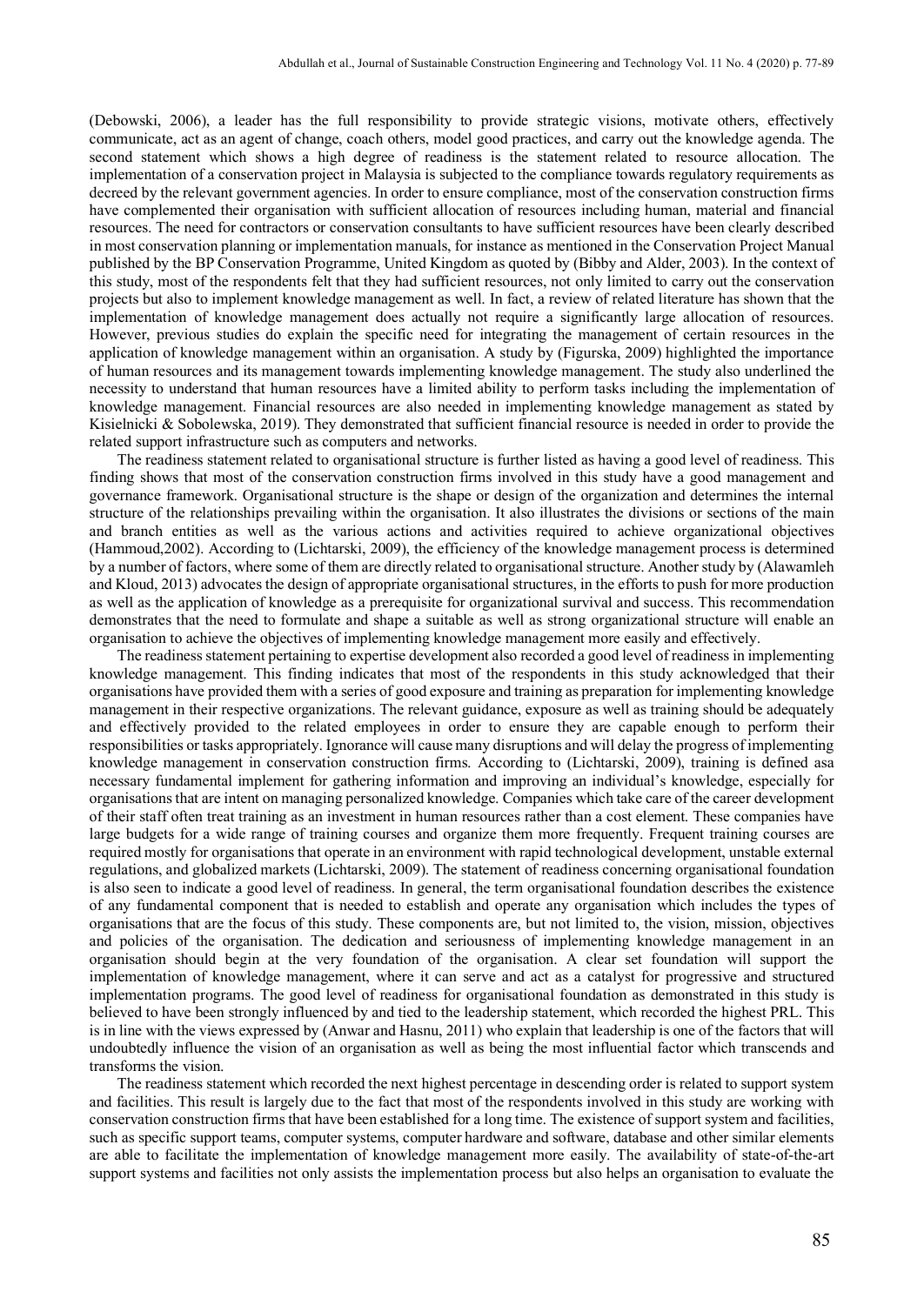(Debowski, 2006), a leader has the full responsibility to provide strategic visions, motivate others, effectively communicate, act as an agent of change, coach others, model good practices, and carry out the knowledge agenda. The second statement which shows a high degree of readiness is the statement related to resource allocation. The implementation of a conservation project in Malaysia is subjected to the compliance towards regulatory requirements as decreed by the relevant government agencies. In order to ensure compliance, most of the conservation construction firms have complemented their organisation with sufficient allocation of resources including human, material and financial resources. The need for contractors or conservation consultants to have sufficient resources have been clearly described in most conservation planning or implementation manuals, for instance as mentioned in the Conservation Project Manual published by the BP Conservation Programme, United Kingdom as quoted by (Bibby and Alder, 2003). In the context of this study, most of the respondents felt that they had sufficient resources, not only limited to carry out the conservation projects but also to implement knowledge management as well. In fact, a review of related literature has shown that the implementation of knowledge management does actually not require a significantly large allocation of resources. However, previous studies do explain the specific need for integrating the management of certain resources in the application of knowledge management within an organisation. A study by (Figurska, 2009) highlighted the importance of human resources and its management towards implementing knowledge management. The study also underlined the necessity to understand that human resources have a limited ability to perform tasks including the implementation of knowledge management. Financial resources are also needed in implementing knowledge management as stated by Kisielnicki & Sobolewska, 2019). They demonstrated that sufficient financial resource is needed in order to provide the related support infrastructure such as computers and networks.

The readiness statement related to organisational structure is further listed as having a good level of readiness. This finding shows that most of the conservation construction firms involved in this study have a good management and governance framework. Organisational structure is the shape or design of the organization and determines the internal structure of the relationships prevailing within the organisation. It also illustrates the divisions or sections of the main and branch entities as well as the various actions and activities required to achieve organizational objectives (Hammoud,2002). According to (Lichtarski, 2009), the efficiency of the knowledge management process is determined by a number of factors, where some of them are directly related to organisational structure. Another study by (Alawamleh and Kloud, 2013) advocates the design of appropriate organisational structures, in the efforts to push for more production as well as the application of knowledge as a prerequisite for organizational survival and success. This recommendation demonstrates that the need to formulate and shape a suitable as well as strong organizational structure will enable an organisation to achieve the objectives of implementing knowledge management more easily and effectively.

The readiness statement pertaining to expertise development also recorded a good level of readiness in implementing knowledge management. This finding indicates that most of the respondents in this study acknowledged that their organisations have provided them with a series of good exposure and training as preparation for implementing knowledge management in their respective organizations. The relevant guidance, exposure as well as training should be adequately and effectively provided to the related employees in order to ensure they are capable enough to perform their responsibilities or tasks appropriately. Ignorance will cause many disruptions and will delay the progress of implementing knowledge management in conservation construction firms. According to (Lichtarski, 2009), training is defined asa necessary fundamental implement for gathering information and improving an individual's knowledge, especially for organisations that are intent on managing personalized knowledge. Companies which take care of the career development of their staff often treat training as an investment in human resources rather than a cost element. These companies have large budgets for a wide range of training courses and organize them more frequently. Frequent training courses are required mostly for organisations that operate in an environment with rapid technological development, unstable external regulations, and globalized markets (Lichtarski, 2009). The statement of readiness concerning organisational foundation is also seen to indicate a good level of readiness. In general, the term organisational foundation describes the existence of any fundamental component that is needed to establish and operate any organisation which includes the types of organisations that are the focus of this study. These components are, but not limited to, the vision, mission, objectives and policies of the organisation. The dedication and seriousness of implementing knowledge management in an organisation should begin at the very foundation of the organisation. A clear set foundation will support the implementation of knowledge management, where it can serve and act as a catalyst for progressive and structured implementation programs. The good level of readiness for organisational foundation as demonstrated in this study is believed to have been strongly influenced by and tied to the leadership statement, which recorded the highest PRL. This is in line with the views expressed by (Anwar and Hasnu, 2011) who explain that leadership is one of the factors that will undoubtedly influence the vision of an organisation as well as being the most influential factor which transcends and transforms the vision.

The readiness statement which recorded the next highest percentage in descending order is related to support system and facilities. This result is largely due to the fact that most of the respondents involved in this study are working with conservation construction firms that have been established for a long time. The existence of support system and facilities, such as specific support teams, computer systems, computer hardware and software, database and other similar elements are able to facilitate the implementation of knowledge management more easily. The availability of state-of-the-art support systems and facilities not only assists the implementation process but also helps an organisation to evaluate the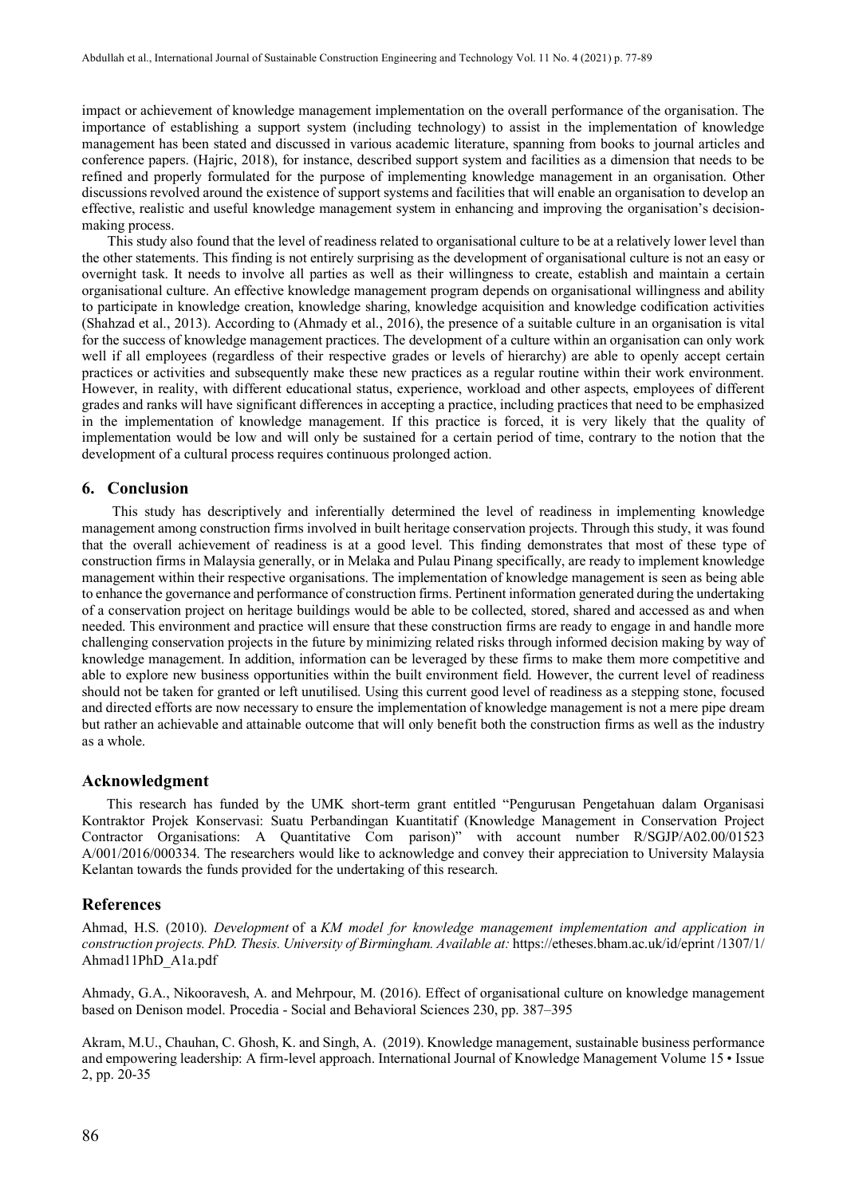impact or achievement of knowledge management implementation on the overall performance of the organisation. The importance of establishing a support system (including technology) to assist in the implementation of knowledge management has been stated and discussed in various academic literature, spanning from books to journal articles and conference papers. (Hajric, 2018), for instance, described support system and facilities as a dimension that needs to be refined and properly formulated for the purpose of implementing knowledge management in an organisation. Other discussions revolved around the existence of support systems and facilities that will enable an organisation to develop an effective, realistic and useful knowledge management system in enhancing and improving the organisation's decision-making process.

This study also found that the level of readiness related to organisational culture to be at a relatively lower level than the other statements. This finding is not entirely surprising as the development of organisational culture is not an easy or overnight task. It needs to involve all parties as well as their willingness to create, establish and maintain a certain organisational culture. An effective knowledge management program depends on organisational willingness and ability to participate in knowledge creation, knowledge sharing, knowledge acquisition and knowledge codification activities (Shahzad et al., 2013). According to (Ahmady et al., 2016), the presence of a suitable culture in an organisation is vital for the success of knowledge management practices. The development of a culture within an organisation can only work well if all employees (regardless of their respective grades or levels of hierarchy) are able to openly accept certain practices or activities and subsequently make these new practices as a regular routine within their work environment. However, in reality, with different educational status, experience, workload and other aspects, employees of different grades and ranks will have significant differences in accepting a practice, including practices that need to be emphasized in the implementation of knowledge management. If this practice is forced, it is very likely that the quality of implementation would be low and will only be sustained for a certain period of time, contrary to the notion that the development of a cultural process requires continuous prolonged action.

## 6. Conclusion

This study has descriptively and inferentially determined the level of readiness in implementing knowledge management among construction firms involved in built heritage conservation projects. Through this study, it was found that the overall achievement of readiness is at a good level. This finding demonstrates that most of these type of construction firms in Malaysia generally, or in Melaka and Pulau Pinang specifically, are ready to implement knowledge management within their respective organisations. The implementation of knowledge management is seen as being able to enhance the governance and performance of construction firms. Pertinent information generated during the undertaking of a conservation project on heritage buildings would be able to be collected, stored, shared and accessed as and when needed. This environment and practice will ensure that these construction firms are ready to engage in and handle more challenging conservation projects in the future by minimizing related risks through informed decision making by way of knowledge management. In addition, information can be leveraged by these firms to make them more competitive and able to explore new business opportunities within the built environment field. However, the current level of readiness should not be taken for granted or left unutilised. Using this current good level of readiness as a stepping stone, focused and directed efforts are now necessary to ensure the implementation of knowledge management is not a mere pipe dream but rather an achievable and attainable outcome that will only benefit both the construction firms as well as the industry as a whole.

## Acknowledgment

This research has funded by the UMK short-term grant entitled "Pengurusan Pengetahuan dalam Organisasi Kontraktor Projek Konservasi: Suatu Perbandingan Kuantitatif (Knowledge Management in Conservation Project Contractor Organisations: A Quantitative Com parison)" with account number R/SGJP/A02.00/01523 A/001/2016/000334. The researchers would like to acknowledge and convey their appreciation to University Malaysia Kelantan towards the funds provided for the undertaking of this research.

## References

Ahmad, H.S. (2010). *Development* of a *KM model for knowledge management implementation and application in construction projects. PhD. Thesis. University of Birmingham. Available at:* https://etheses.bham.ac.uk/id/eprint /1307/1/ Ahmad11PhD_A1a.pdf

Ahmady, G.A., Nikooravesh, A. and Mehrpour, M. (2016). Effect of organisational culture on knowledge management based on Denison model. Procedia - Social and Behavioral Sciences 230, pp. 387–395

Akram, M.U., Chauhan, C. Ghosh, K. and Singh, A. (2019). Knowledge management, sustainable business performance and empowering leadership: A firm-level approach. International Journal of Knowledge Management Volume 15 • Issue 2, pp. 20-35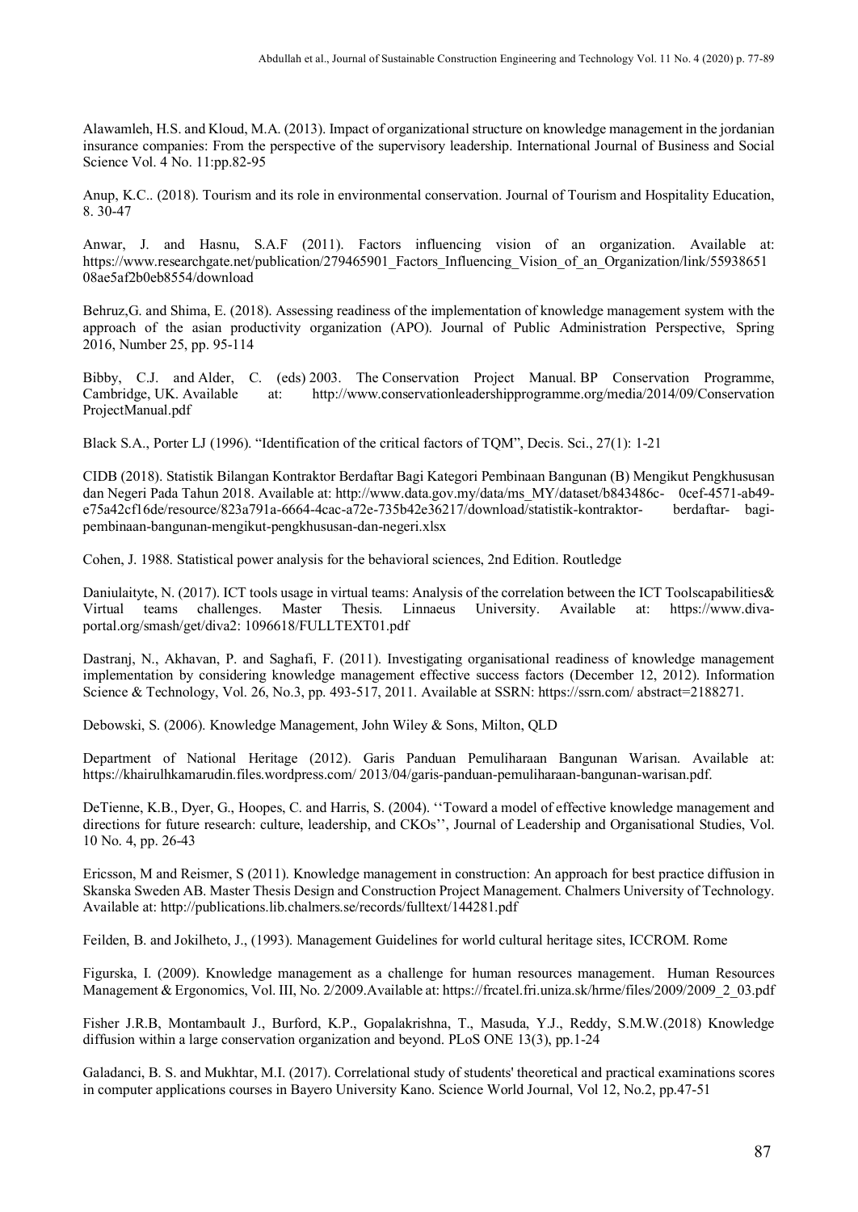Alawamleh, H.S. and Kloud, M.A. (2013). Impact of organizational structure on knowledge management in the jordanian insurance companies: From the perspective of the supervisory leadership. International Journal of Business and Social Science Vol. 4 No. 11:pp.82-95

Anup, K.C.. (2018). Tourism and its role in environmental conservation. Journal of Tourism and Hospitality Education, 8. 30-47

Anwar, J. and Hasnu, S.A.F (2011). Factors influencing vision of an organization. Available at: https://www.researchgate.net/publication/279465901_Factors_Influencing_Vision_of_an_Organization/link/55938651 08ae5af2b0eb8554/download

Behruz,G. and Shima, E. (2018). Assessing readiness of the implementation of knowledge management system with the approach of the asian productivity organization (APO). Journal of Public Administration Perspective, Spring 2016, Number 25, pp. 95-114

Bibby, C.J. and Alder, C. (eds) 2003. The Conservation Project Manual. BP Conservation Programme, Cambridge, UK. Available at: http://www.conservationleadershipprogramme.org/media/2014/09/Conservation ProjectManual.pdf

Black S.A., Porter LJ (1996). "Identification of the critical factors of TQM", Decis. Sci., 27(1): 1-21

CIDB (2018). Statistik Bilangan Kontraktor Berdaftar Bagi Kategori Pembinaan Bangunan (B) Mengikut Pengkhususan dan Negeri Pada Tahun 2018. Available at: http://www.data.gov.my/data/ms_MY/dataset/b843486c- 0cef-4571-ab49-e75a42cf16de/resource/823a791a-6664-4cac-a72e-735b42e36217/download/statistik-kontraktor- berdaftar- bagi-pembinaan-bangunan-mengikut-pengkhususan-dan-negeri.xlsx

Cohen, J. 1988. Statistical power analysis for the behavioral sciences, 2nd Edition. Routledge

Daniulaityte, N. (2017). ICT tools usage in virtual teams: Analysis of the correlation between the ICT Toolscapabilities& Virtual teams challenges. Master Thesis. Linnaeus University. Available at: https://www.diva-portal.org/smash/get/diva2: 1096618/FULLTEXT01.pdf

Dastranj, N., Akhavan, P. and Saghafi, F. (2011). Investigating organisational readiness of knowledge management implementation by considering knowledge management effective success factors (December 12, 2012). Information Science & Technology, Vol. 26, No.3, pp. 493-517, 2011. Available at SSRN: https://ssrn.com/ abstract=2188271.

Debowski, S. (2006). Knowledge Management, John Wiley & Sons, Milton, QLD

Department of National Heritage (2012). Garis Panduan Pemuliharaan Bangunan Warisan. Available at: https://khairulhkamarudin.files.wordpress.com/ 2013/04/garis-panduan-pemuliharaan-bangunan-warisan.pdf.

DeTienne, K.B., Dyer, G., Hoopes, C. and Harris, S. (2004). ''Toward a model of effective knowledge management and directions for future research: culture, leadership, and CKOs'', Journal of Leadership and Organisational Studies, Vol. 10 No. 4, pp. 26-43

Ericsson, M and Reismer, S (2011). Knowledge management in construction: An approach for best practice diffusion in Skanska Sweden AB. Master Thesis Design and Construction Project Management. Chalmers University of Technology. Available at: http://publications.lib.chalmers.se/records/fulltext/144281.pdf

Feilden, B. and Jokilheto, J., (1993). Management Guidelines for world cultural heritage sites, ICCROM. Rome

Figurska, I. (2009). Knowledge management as a challenge for human resources management. Human Resources Management & Ergonomics, Vol. III, No. 2/2009.Available at: https://frcatel.fri.uniza.sk/hrme/files/2009/2009_2_03.pdf

Fisher J.R.B, Montambault J., Burford, K.P., Gopalakrishna, T., Masuda, Y.J., Reddy, S.M.W.(2018) Knowledge diffusion within a large conservation organization and beyond. PLoS ONE 13(3), pp.1-24

Galadanci, B. S. and Mukhtar, M.I. (2017). Correlational study of students' theoretical and practical examinations scores in computer applications courses in Bayero University Kano. Science World Journal, Vol 12, No.2, pp.47-51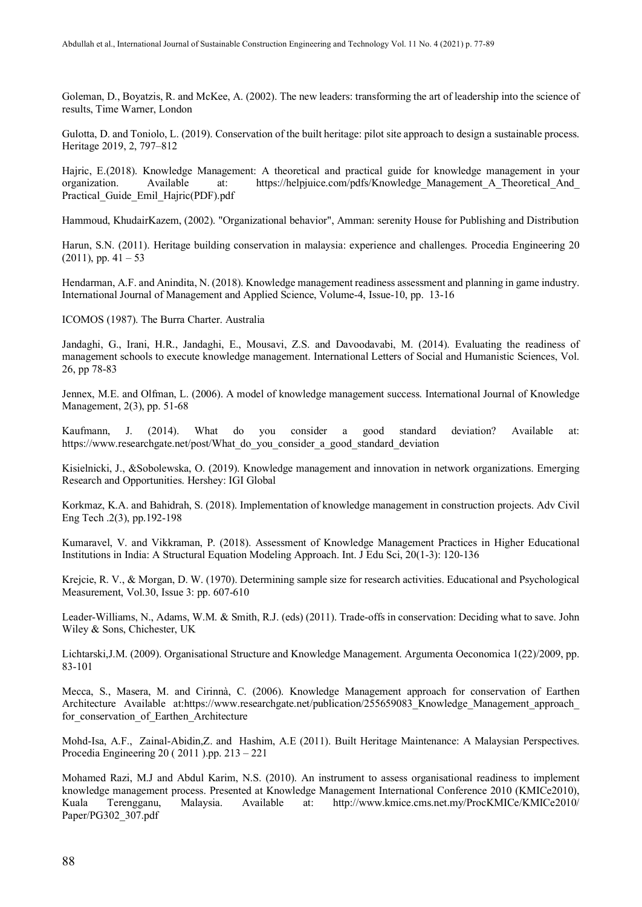Goleman, D., Boyatzis, R. and McKee, A. (2002). The new leaders: transforming the art of leadership into the science of results, Time Warner, London

Gulotta, D. and Toniolo, L. (2019). Conservation of the built heritage: pilot site approach to design a sustainable process. Heritage 2019, 2, 797–812

Hajric, E.(2018). Knowledge Management: A theoretical and practical guide for knowledge management in your organization. Available at: https://helpjuice.com/pdfs/Knowledge_Management_A_Theoretical_And_Practical_Guide_Emil_Hajric(PDF).pdf

Hammoud, KhudairKazem, (2002). "Organizational behavior", Amman: serenity House for Publishing and Distribution

Harun, S.N. (2011). Heritage building conservation in malaysia: experience and challenges. Procedia Engineering 20 (2011), pp. 41 – 53

Hendarman, A.F. and Anindita, N. (2018). Knowledge management readiness assessment and planning in game industry. International Journal of Management and Applied Science, Volume-4, Issue-10, pp. 13-16

ICOMOS (1987). The Burra Charter. Australia

Jandaghi, G., Irani, H.R., Jandaghi, E., Mousavi, Z.S. and Davoodavabi, M. (2014). Evaluating the readiness of management schools to execute knowledge management. International Letters of Social and Humanistic Sciences, Vol. 26, pp 78-83

Jennex, M.E. and Olfman, L. (2006). A model of knowledge management success. International Journal of Knowledge Management, 2(3), pp. 51-68

Kaufmann, J. (2014). What do you consider a good standard deviation? Available at: https://www.researchgate.net/post/What_do_you_consider_a_good_standard_deviation

Kisielnicki, J., &Sobolewska, O. (2019). Knowledge management and innovation in network organizations. Emerging Research and Opportunities. Hershey: IGI Global

Korkmaz, K.A. and Bahidrah, S. (2018). Implementation of knowledge management in construction projects. Adv Civil Eng Tech .2(3), pp.192-198

Kumaravel, V. and Vikkraman, P. (2018). Assessment of Knowledge Management Practices in Higher Educational Institutions in India: A Structural Equation Modeling Approach. Int. J Edu Sci, 20(1-3): 120-136

Krejcie, R. V., & Morgan, D. W. (1970). Determining sample size for research activities. Educational and Psychological Measurement, Vol.30, Issue 3: pp. 607-610

Leader-Williams, N., Adams, W.M. & Smith, R.J. (eds) (2011). Trade-offs in conservation: Deciding what to save. John Wiley & Sons, Chichester, UK

Lichtarski,J.M. (2009). Organisational Structure and Knowledge Management. Argumenta Oeconomica 1(22)/2009, pp. 83-101

Mecca, S., Masera, M. and Cirinnà, C. (2006). Knowledge Management approach for conservation of Earthen Architecture Available at:https://www.researchgate.net/publication/255659083_Knowledge_Management_approach_for_conservation_of_Earthen_Architecture

Mohd-Isa, A.F., Zainal-Abidin,Z. and Hashim, A.E (2011). Built Heritage Maintenance: A Malaysian Perspectives. Procedia Engineering 20 ( 2011 ).pp. 213 – 221

Mohamed Razi, M.J and Abdul Karim, N.S. (2010). An instrument to assess organisational readiness to implement knowledge management process. Presented at Knowledge Management International Conference 2010 (KMICe2010), Kuala Terengganu, Malaysia. Available at: http://www.kmice.cms.net.my/ProcKMICe/KMICe2010/Paper/PG302_307.pdf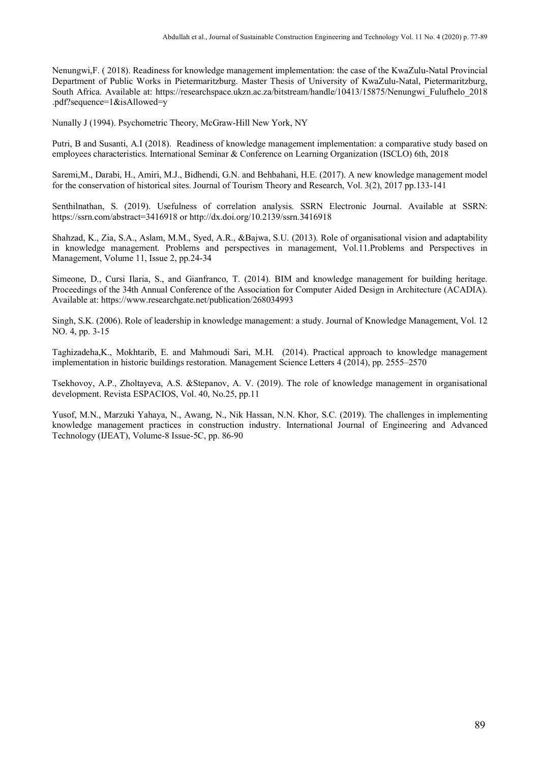Nenungwi,F. ( 2018). Readiness for knowledge management implementation: the case of the KwaZulu-Natal Provincial Department of Public Works in Pietermaritzburg. Master Thesis of University of KwaZulu-Natal, Pietermaritzburg, South Africa. Available at: https://researchspace.ukzn.ac.za/bitstream/handle/10413/15875/Nenungwi_Fulufhelo_2018.pdf?sequence=1&isAllowed=y

Nunally J (1994). Psychometric Theory, McGraw-Hill New York, NY

Putri, B and Susanti, A.I (2018). Readiness of knowledge management implementation: a comparative study based on employees characteristics. International Seminar & Conference on Learning Organization (ISCLO) 6th, 2018

Saremi,M., Darabi, H., Amiri, M.J., Bidhendi, G.N. and Behbahani, H.E. (2017). A new knowledge management model for the conservation of historical sites. Journal of Tourism Theory and Research, Vol. 3(2), 2017 pp.133-141

Senthilnathan, S. (2019). Usefulness of correlation analysis. SSRN Electronic Journal. Available at SSRN: https://ssrn.com/abstract=3416918 or http://dx.doi.org/10.2139/ssrn.3416918

Shahzad, K., Zia, S.A., Aslam, M.M., Syed, A.R., &Bajwa, S.U. (2013). Role of organisational vision and adaptability in knowledge management. Problems and perspectives in management, Vol.11.Problems and Perspectives in Management, Volume 11, Issue 2, pp.24-34

Simeone, D., Cursi Ilaria, S., and Gianfranco, T. (2014). BIM and knowledge management for building heritage. Proceedings of the 34th Annual Conference of the Association for Computer Aided Design in Architecture (ACADIA). Available at: https://www.researchgate.net/publication/268034993

Singh, S.K. (2006). Role of leadership in knowledge management: a study. Journal of Knowledge Management, Vol. 12 NO. 4, pp. 3-15

Taghizadeha,K., Mokhtarib, E. and Mahmoudi Sari, M.H. (2014). Practical approach to knowledge management implementation in historic buildings restoration. Management Science Letters 4 (2014), pp. 2555–2570

Tsekhovoy, A.P., Zholtayeva, A.S. &Stepanov, A. V. (2019). The role of knowledge management in organisational development. Revista ESPACIOS, Vol. 40, No.25, pp.11

Yusof, M.N., Marzuki Yahaya, N., Awang, N., Nik Hassan, N.N. Khor, S.C. (2019). The challenges in implementing knowledge management practices in construction industry. International Journal of Engineering and Advanced Technology (IJEAT), Volume-8 Issue-5C, pp. 86-90